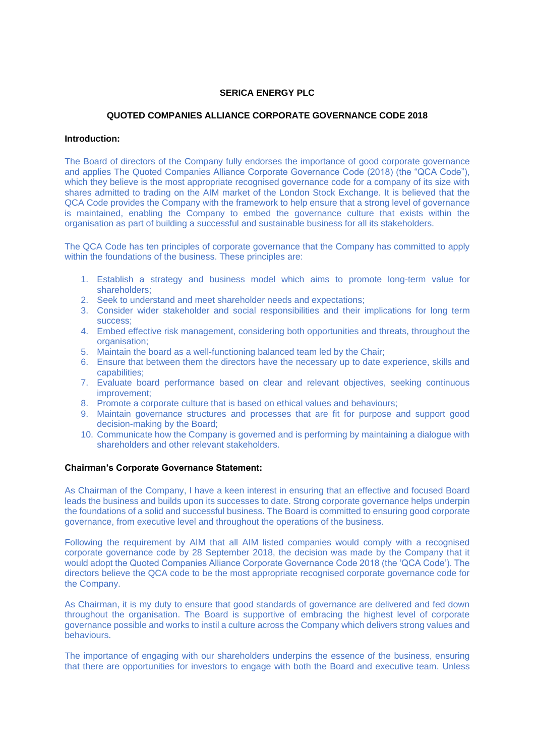**SERICA ENERGY PLC**

**QUOTED COMPANIES ALLIANCE CORPORATE GOVERNANCE CODE 2018**

**Introduction:**

The Board of directors of the Company fully endorses the importance of good corporate governance and applies The Quoted Companies Alliance Corporate Governance Code (2018) (the "QCA Code"), which they believe is the most appropriate recognised governance code for a company of its size with shares admitted to trading on the AIM market of the London Stock Exchange. It is believed that the QCA Code provides the Company with the framework to help ensure that a strong level of governance is maintained, enabling the Company to embed the governance culture that exists within the organisation as part of building a successful and sustainable business for all its stakeholders.

The QCA Code has ten principles of corporate governance that the Company has committed to apply within the foundations of the business. These principles are:

1. Establish a strategy and business model which aims to promote long-term value for shareholders;
2. Seek to understand and meet shareholder needs and expectations;
3. Consider wider stakeholder and social responsibilities and their implications for long term success;
4. Embed effective risk management, considering both opportunities and threats, throughout the organisation;
5. Maintain the board as a well-functioning balanced team led by the Chair;
6. Ensure that between them the directors have the necessary up to date experience, skills and capabilities;
7. Evaluate board performance based on clear and relevant objectives, seeking continuous improvement;
8. Promote a corporate culture that is based on ethical values and behaviours;
9. Maintain governance structures and processes that are fit for purpose and support good decision-making by the Board;
10. Communicate how the Company is governed and is performing by maintaining a dialogue with shareholders and other relevant stakeholders.

**Chairman's Corporate Governance Statement:**

As Chairman of the Company, I have a keen interest in ensuring that an effective and focused Board leads the business and builds upon its successes to date. Strong corporate governance helps underpin the foundations of a solid and successful business. The Board is committed to ensuring good corporate governance, from executive level and throughout the operations of the business.

Following the requirement by AIM that all AIM listed companies would comply with a recognised corporate governance code by 28 September 2018, the decision was made by the Company that it would adopt the Quoted Companies Alliance Corporate Governance Code 2018 (the 'QCA Code'). The directors believe the QCA code to be the most appropriate recognised corporate governance code for the Company.

As Chairman, it is my duty to ensure that good standards of governance are delivered and fed down throughout the organisation. The Board is supportive of embracing the highest level of corporate governance possible and works to instil a culture across the Company which delivers strong values and behaviours.

The importance of engaging with our shareholders underpins the essence of the business, ensuring that there are opportunities for investors to engage with both the Board and executive team. Unless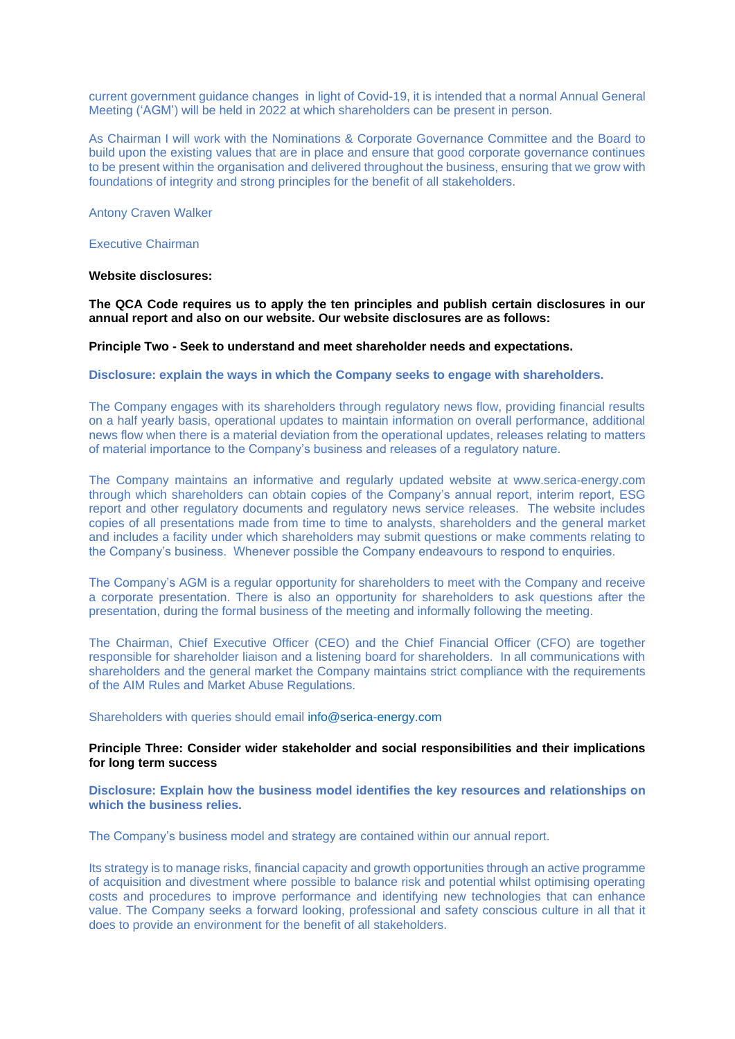current government guidance changes in light of Covid-19, it is intended that a normal Annual General Meeting ('AGM') will be held in 2022 at which shareholders can be present in person.

As Chairman I will work with the Nominations & Corporate Governance Committee and the Board to build upon the existing values that are in place and ensure that good corporate governance continues to be present within the organisation and delivered throughout the business, ensuring that we grow with foundations of integrity and strong principles for the benefit of all stakeholders.

Antony Craven Walker

Executive Chairman

**Website disclosures:**

**The QCA Code requires us to apply the ten principles and publish certain disclosures in our annual report and also on our website. Our website disclosures are as follows:**

**Principle Two - Seek to understand and meet shareholder needs and expectations.**

**Disclosure: explain the ways in which the Company seeks to engage with shareholders.**

The Company engages with its shareholders through regulatory news flow, providing financial results on a half yearly basis, operational updates to maintain information on overall performance, additional news flow when there is a material deviation from the operational updates, releases relating to matters of material importance to the Company's business and releases of a regulatory nature.

The Company maintains an informative and regularly updated website at www.serica-energy.com through which shareholders can obtain copies of the Company's annual report, interim report, ESG report and other regulatory documents and regulatory news service releases. The website includes copies of all presentations made from time to time to analysts, shareholders and the general market and includes a facility under which shareholders may submit questions or make comments relating to the Company's business. Whenever possible the Company endeavours to respond to enquiries.

The Company's AGM is a regular opportunity for shareholders to meet with the Company and receive a corporate presentation. There is also an opportunity for shareholders to ask questions after the presentation, during the formal business of the meeting and informally following the meeting.

The Chairman, Chief Executive Officer (CEO) and the Chief Financial Officer (CFO) are together responsible for shareholder liaison and a listening board for shareholders. In all communications with shareholders and the general market the Company maintains strict compliance with the requirements of the AIM Rules and Market Abuse Regulations.

Shareholders with queries should email info@serica-energy.com

**Principle Three: Consider wider stakeholder and social responsibilities and their implications for long term success**

**Disclosure: Explain how the business model identifies the key resources and relationships on which the business relies.**

The Company's business model and strategy are contained within our annual report.

Its strategy is to manage risks, financial capacity and growth opportunities through an active programme of acquisition and divestment where possible to balance risk and potential whilst optimising operating costs and procedures to improve performance and identifying new technologies that can enhance value. The Company seeks a forward looking, professional and safety conscious culture in all that it does to provide an environment for the benefit of all stakeholders.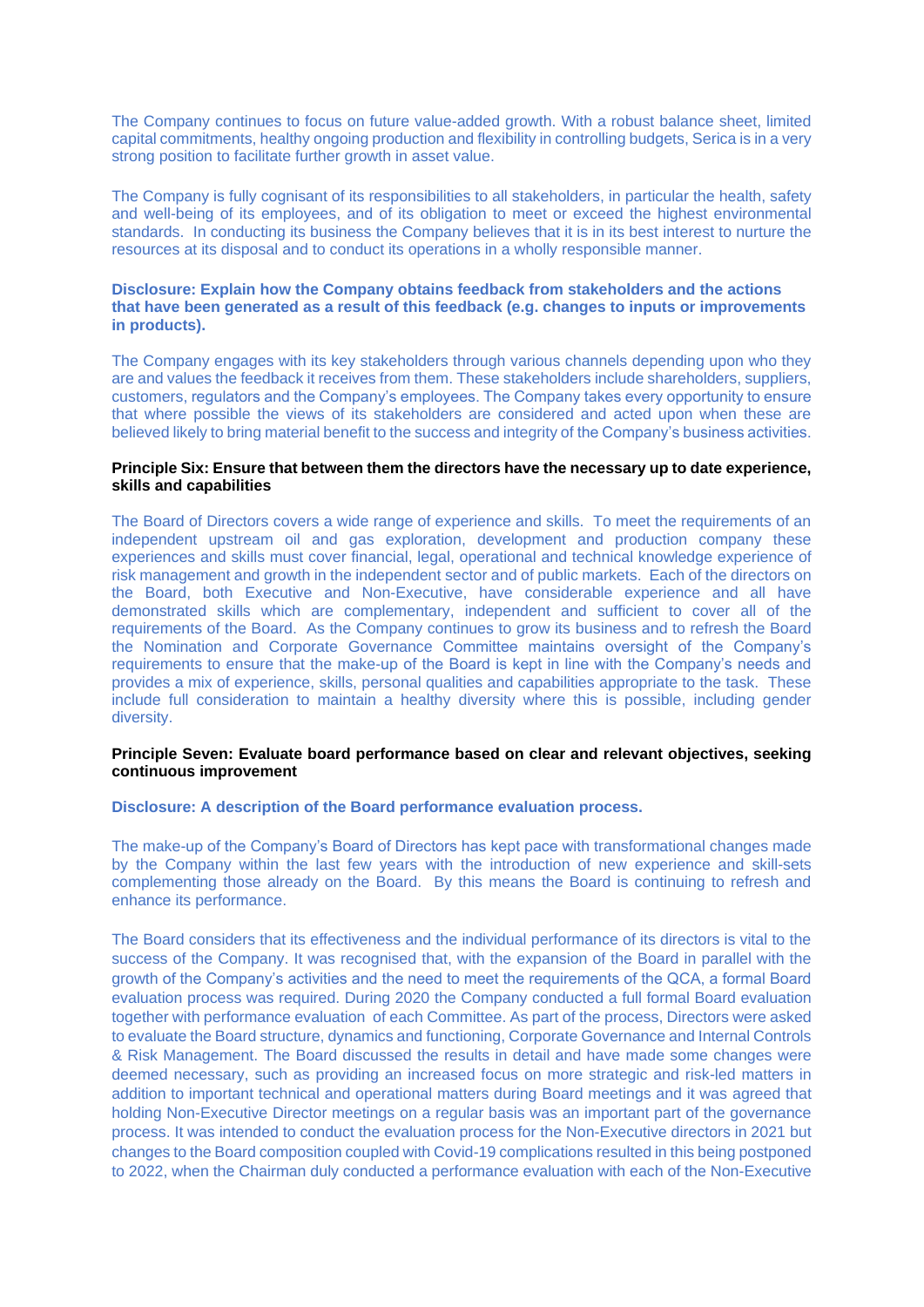The Company continues to focus on future value-added growth. With a robust balance sheet, limited capital commitments, healthy ongoing production and flexibility in controlling budgets, Serica is in a very strong position to facilitate further growth in asset value.

The Company is fully cognisant of its responsibilities to all stakeholders, in particular the health, safety and well-being of its employees, and of its obligation to meet or exceed the highest environmental standards. In conducting its business the Company believes that it is in its best interest to nurture the resources at its disposal and to conduct its operations in a wholly responsible manner.

**Disclosure: Explain how the Company obtains feedback from stakeholders and the actions that have been generated as a result of this feedback (e.g. changes to inputs or improvements in products).**

The Company engages with its key stakeholders through various channels depending upon who they are and values the feedback it receives from them. These stakeholders include shareholders, suppliers, customers, regulators and the Company's employees. The Company takes every opportunity to ensure that where possible the views of its stakeholders are considered and acted upon when these are believed likely to bring material benefit to the success and integrity of the Company's business activities.

**Principle Six: Ensure that between them the directors have the necessary up to date experience, skills and capabilities**

The Board of Directors covers a wide range of experience and skills. To meet the requirements of an independent upstream oil and gas exploration, development and production company these experiences and skills must cover financial, legal, operational and technical knowledge experience of risk management and growth in the independent sector and of public markets. Each of the directors on the Board, both Executive and Non-Executive, have considerable experience and all have demonstrated skills which are complementary, independent and sufficient to cover all of the requirements of the Board. As the Company continues to grow its business and to refresh the Board the Nomination and Corporate Governance Committee maintains oversight of the Company's requirements to ensure that the make-up of the Board is kept in line with the Company's needs and provides a mix of experience, skills, personal qualities and capabilities appropriate to the task. These include full consideration to maintain a healthy diversity where this is possible, including gender diversity.

**Principle Seven: Evaluate board performance based on clear and relevant objectives, seeking continuous improvement**

**Disclosure: A description of the Board performance evaluation process.**

The make-up of the Company's Board of Directors has kept pace with transformational changes made by the Company within the last few years with the introduction of new experience and skill-sets complementing those already on the Board. By this means the Board is continuing to refresh and enhance its performance.

The Board considers that its effectiveness and the individual performance of its directors is vital to the success of the Company. It was recognised that, with the expansion of the Board in parallel with the growth of the Company's activities and the need to meet the requirements of the QCA, a formal Board evaluation process was required. During 2020 the Company conducted a full formal Board evaluation together with performance evaluation of each Committee. As part of the process, Directors were asked to evaluate the Board structure, dynamics and functioning, Corporate Governance and Internal Controls & Risk Management. The Board discussed the results in detail and have made some changes were deemed necessary, such as providing an increased focus on more strategic and risk-led matters in addition to important technical and operational matters during Board meetings and it was agreed that holding Non-Executive Director meetings on a regular basis was an important part of the governance process. It was intended to conduct the evaluation process for the Non-Executive directors in 2021 but changes to the Board composition coupled with Covid-19 complications resulted in this being postponed to 2022, when the Chairman duly conducted a performance evaluation with each of the Non-Executive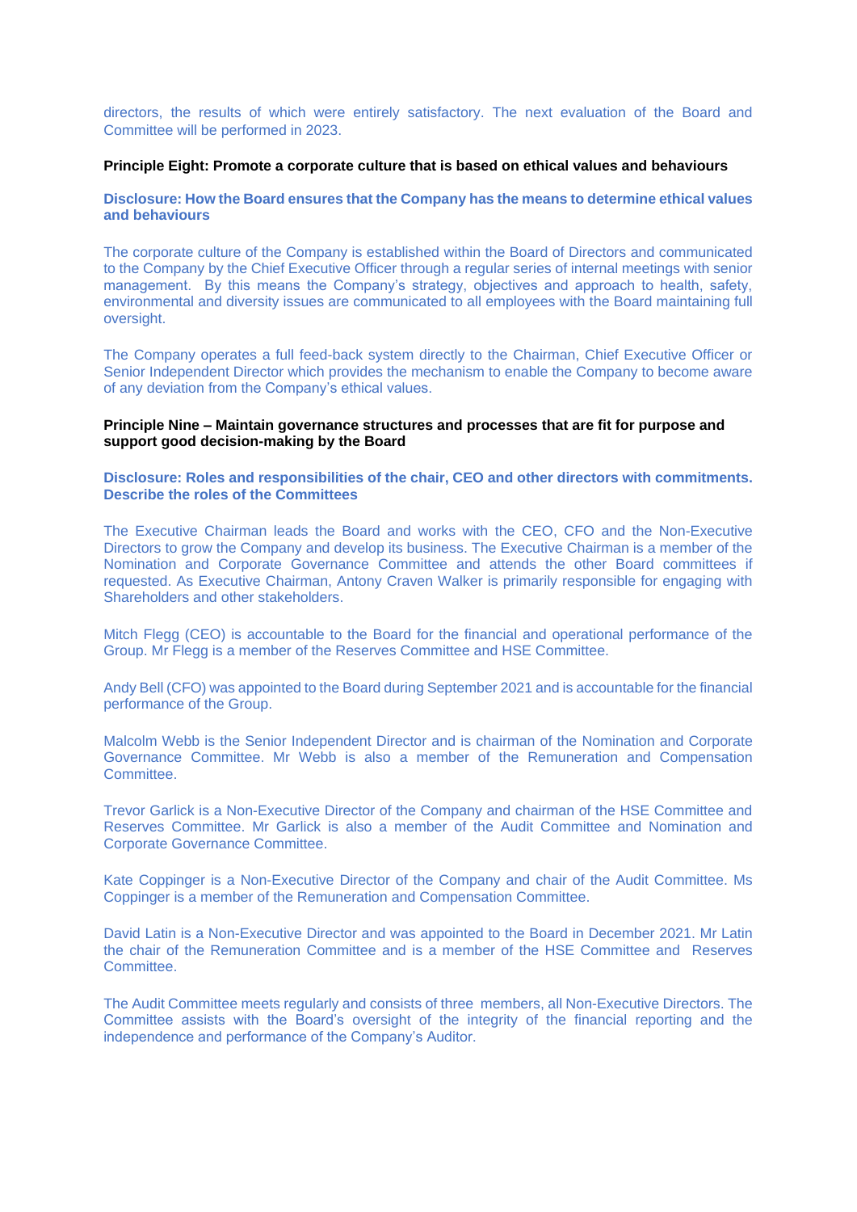directors, the results of which were entirely satisfactory. The next evaluation of the Board and Committee will be performed in 2023.

**Principle Eight: Promote a corporate culture that is based on ethical values and behaviours**

**Disclosure: How the Board ensures that the Company has the means to determine ethical values and behaviours**

The corporate culture of the Company is established within the Board of Directors and communicated to the Company by the Chief Executive Officer through a regular series of internal meetings with senior management. By this means the Company's strategy, objectives and approach to health, safety, environmental and diversity issues are communicated to all employees with the Board maintaining full oversight.

The Company operates a full feed-back system directly to the Chairman, Chief Executive Officer or Senior Independent Director which provides the mechanism to enable the Company to become aware of any deviation from the Company's ethical values.

**Principle Nine – Maintain governance structures and processes that are fit for purpose and support good decision-making by the Board**

**Disclosure: Roles and responsibilities of the chair, CEO and other directors with commitments. Describe the roles of the Committees**

The Executive Chairman leads the Board and works with the CEO, CFO and the Non-Executive Directors to grow the Company and develop its business. The Executive Chairman is a member of the Nomination and Corporate Governance Committee and attends the other Board committees if requested. As Executive Chairman, Antony Craven Walker is primarily responsible for engaging with Shareholders and other stakeholders.

Mitch Flegg (CEO) is accountable to the Board for the financial and operational performance of the Group. Mr Flegg is a member of the Reserves Committee and HSE Committee.

Andy Bell (CFO) was appointed to the Board during September 2021 and is accountable for the financial performance of the Group.

Malcolm Webb is the Senior Independent Director and is chairman of the Nomination and Corporate Governance Committee. Mr Webb is also a member of the Remuneration and Compensation Committee.

Trevor Garlick is a Non-Executive Director of the Company and chairman of the HSE Committee and Reserves Committee. Mr Garlick is also a member of the Audit Committee and Nomination and Corporate Governance Committee.

Kate Coppinger is a Non-Executive Director of the Company and chair of the Audit Committee. Ms Coppinger is a member of the Remuneration and Compensation Committee.

David Latin is a Non-Executive Director and was appointed to the Board in December 2021. Mr Latin the chair of the Remuneration Committee and is a member of the HSE Committee and Reserves Committee.

The Audit Committee meets regularly and consists of three members, all Non-Executive Directors. The Committee assists with the Board's oversight of the integrity of the financial reporting and the independence and performance of the Company's Auditor.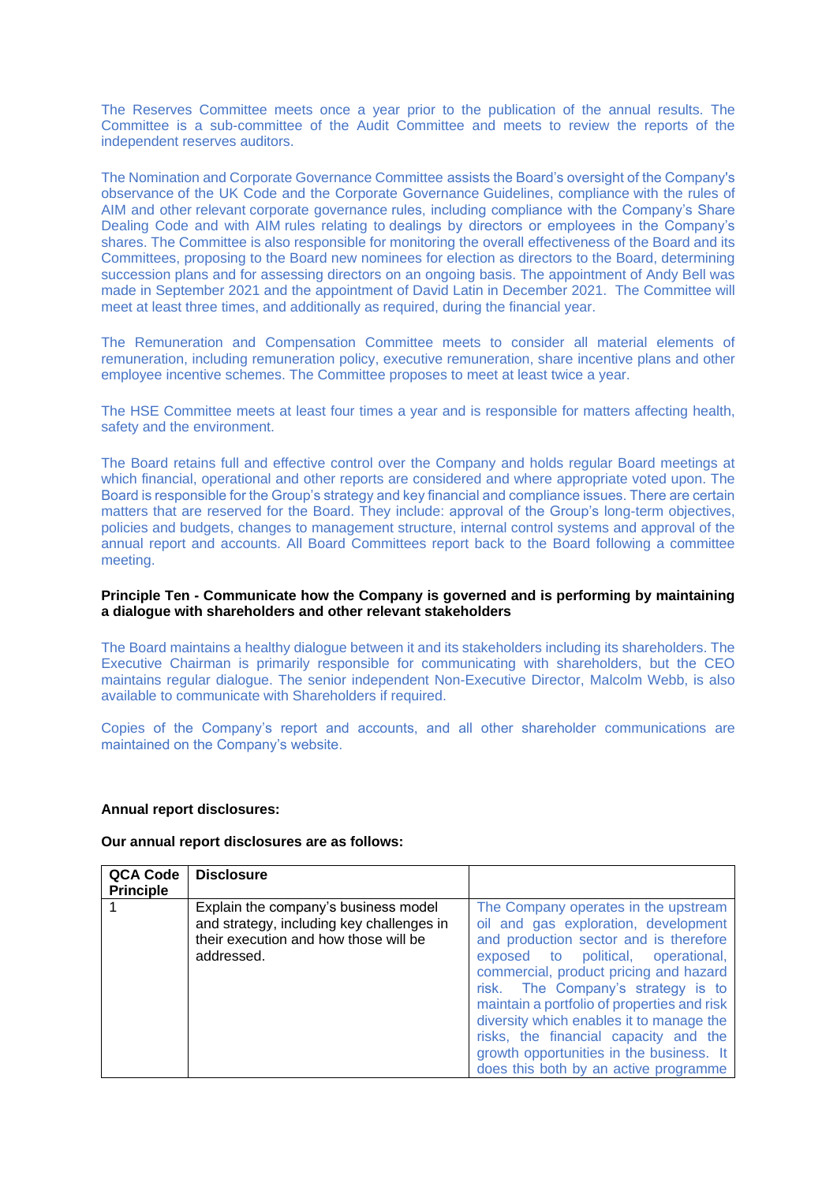The Reserves Committee meets once a year prior to the publication of the annual results. The Committee is a sub-committee of the Audit Committee and meets to review the reports of the independent reserves auditors.

The Nomination and Corporate Governance Committee assists the Board's oversight of the Company's observance of the UK Code and the Corporate Governance Guidelines, compliance with the rules of AIM and other relevant corporate governance rules, including compliance with the Company's Share Dealing Code and with AIM rules relating to dealings by directors or employees in the Company's shares. The Committee is also responsible for monitoring the overall effectiveness of the Board and its Committees, proposing to the Board new nominees for election as directors to the Board, determining succession plans and for assessing directors on an ongoing basis. The appointment of Andy Bell was made in September 2021 and the appointment of David Latin in December 2021. The Committee will meet at least three times, and additionally as required, during the financial year.

The Remuneration and Compensation Committee meets to consider all material elements of remuneration, including remuneration policy, executive remuneration, share incentive plans and other employee incentive schemes. The Committee proposes to meet at least twice a year.

The HSE Committee meets at least four times a year and is responsible for matters affecting health, safety and the environment.

The Board retains full and effective control over the Company and holds regular Board meetings at which financial, operational and other reports are considered and where appropriate voted upon. The Board is responsible for the Group's strategy and key financial and compliance issues. There are certain matters that are reserved for the Board. They include: approval of the Group's long-term objectives, policies and budgets, changes to management structure, internal control systems and approval of the annual report and accounts. All Board Committees report back to the Board following a committee meeting.

**Principle Ten - Communicate how the Company is governed and is performing by maintaining a dialogue with shareholders and other relevant stakeholders**

The Board maintains a healthy dialogue between it and its stakeholders including its shareholders. The Executive Chairman is primarily responsible for communicating with shareholders, but the CEO maintains regular dialogue. The senior independent Non-Executive Director, Malcolm Webb, is also available to communicate with Shareholders if required.

Copies of the Company's report and accounts, and all other shareholder communications are maintained on the Company's website.

**Annual report disclosures:**

**Our annual report disclosures are as follows:**

| QCA Code Principle | Disclosure | |
|---|---|---|
| 1 | Explain the company's business model and strategy, including key challenges in their execution and how those will be addressed. | The Company operates in the upstream oil and gas exploration, development and production sector and is therefore exposed to political, operational, commercial, product pricing and hazard risk. The Company's strategy is to maintain a portfolio of properties and risk diversity which enables it to manage the risks, the financial capacity and the growth opportunities in the business. It does this both by an active programme |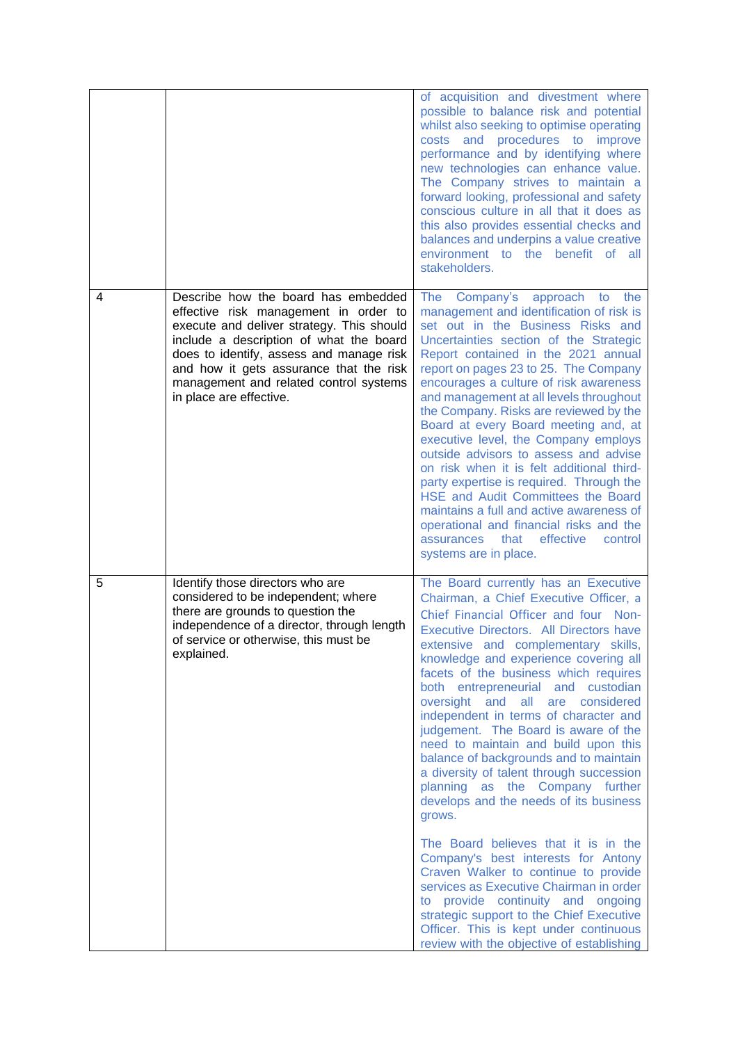|  |  |  |
|---|---|---|
|  |  | of acquisition and divestment where possible to balance risk and potential whilst also seeking to optimise operating costs and procedures to improve performance and by identifying where new technologies can enhance value. The Company strives to maintain a forward looking, professional and safety conscious culture in all that it does as this also provides essential checks and balances and underpins a value creative environment to the benefit of all stakeholders. |
| 4 | Describe how the board has embedded effective risk management in order to execute and deliver strategy. This should include a description of what the board does to identify, assess and manage risk and how it gets assurance that the risk management and related control systems in place are effective. | The Company's approach to the management and identification of risk is set out in the Business Risks and Uncertainties section of the Strategic Report contained in the 2021 annual report on pages 23 to 25. The Company encourages a culture of risk awareness and management at all levels throughout the Company. Risks are reviewed by the Board at every Board meeting and, at executive level, the Company employs outside advisors to assess and advise on risk when it is felt additional third-party expertise is required. Through the HSE and Audit Committees the Board maintains a full and active awareness of operational and financial risks and the assurances that effective control systems are in place. |
| 5 | Identify those directors who are considered to be independent; where there are grounds to question the independence of a director, through length of service or otherwise, this must be explained. | The Board currently has an Executive Chairman, a Chief Executive Officer, a Chief Financial Officer and four Non-Executive Directors. All Directors have extensive and complementary skills, knowledge and experience covering all facets of the business which requires both entrepreneurial and custodian oversight and all are considered independent in terms of character and judgement. The Board is aware of the need to maintain and build upon this balance of backgrounds and to maintain a diversity of talent through succession planning as the Company further develops and the needs of its business grows.<br><br>The Board believes that it is in the Company's best interests for Antony Craven Walker to continue to provide services as Executive Chairman in order to provide continuity and ongoing strategic support to the Chief Executive Officer. This is kept under continuous review with the objective of establishing |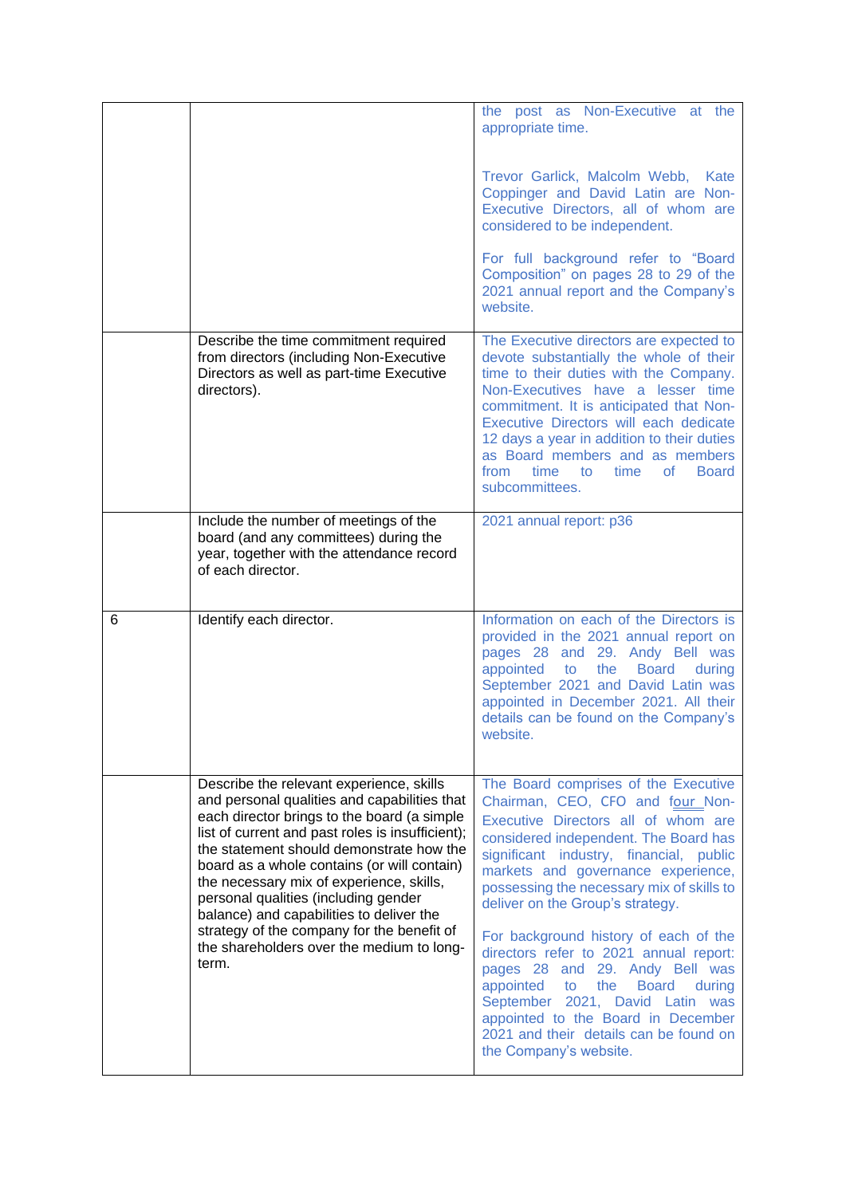| | | |
|---|---|---|
| | | the post as Non-Executive at the appropriate time.<br><br>Trevor Garlick, Malcolm Webb, Kate Coppinger and David Latin are Non-Executive Directors, all of whom are considered to be independent.<br><br>For full background refer to "Board Composition" on pages 28 to 29 of the 2021 annual report and the Company's website. |
| | Describe the time commitment required from directors (including Non-Executive Directors as well as part-time Executive directors). | The Executive directors are expected to devote substantially the whole of their time to their duties with the Company. Non-Executives have a lesser time commitment. It is anticipated that Non-Executive Directors will each dedicate 12 days a year in addition to their duties as Board members and as members from time to time of Board subcommittees. |
| | Include the number of meetings of the board (and any committees) during the year, together with the attendance record of each director. | 2021 annual report: p36 |
| 6 | Identify each director. | Information on each of the Directors is provided in the 2021 annual report on pages 28 and 29. Andy Bell was appointed to the Board during September 2021 and David Latin was appointed in December 2021. All their details can be found on the Company's website. |
| | Describe the relevant experience, skills and personal qualities and capabilities that each director brings to the board (a simple list of current and past roles is insufficient); the statement should demonstrate how the board as a whole contains (or will contain) the necessary mix of experience, skills, personal qualities (including gender balance) and capabilities to deliver the strategy of the company for the benefit of the shareholders over the medium to long-term. | The Board comprises of the Executive Chairman, CEO, CFO and four Non-Executive Directors all of whom are considered independent. The Board has significant industry, financial, public markets and governance experience, possessing the necessary mix of skills to deliver on the Group's strategy.<br><br>For background history of each of the directors refer to 2021 annual report: pages 28 and 29. Andy Bell was appointed to the Board during September 2021, David Latin was appointed to the Board in December 2021 and their details can be found on the Company's website. |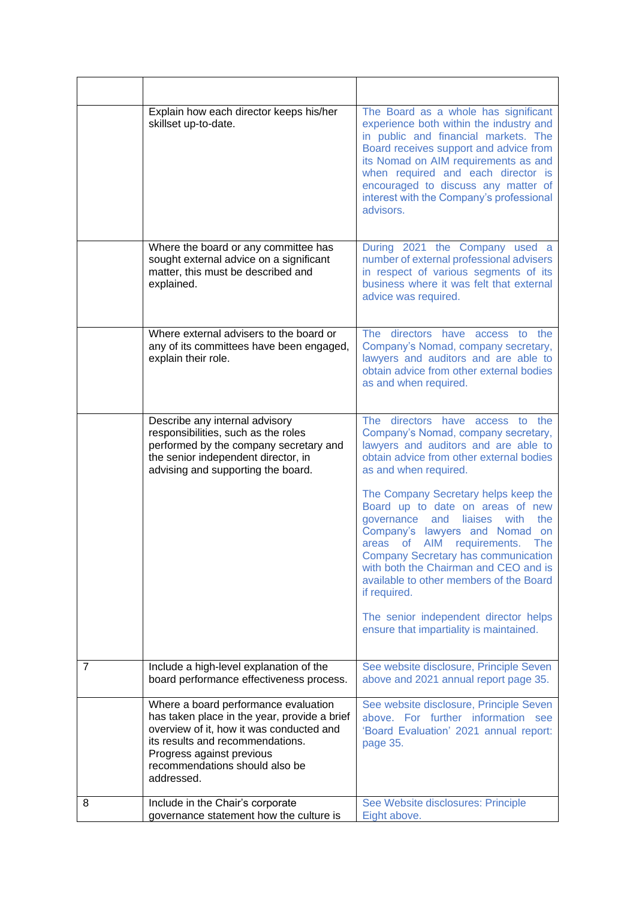| | | |
|---|---|---|
| | Explain how each director keeps his/her skillset up-to-date. | The Board as a whole has significant experience both within the industry and in public and financial markets. The Board receives support and advice from its Nomad on AIM requirements as and when required and each director is encouraged to discuss any matter of interest with the Company's professional advisors. |
| | Where the board or any committee has sought external advice on a significant matter, this must be described and explained. | During 2021 the Company used a number of external professional advisers in respect of various segments of its business where it was felt that external advice was required. |
| | Where external advisers to the board or any of its committees have been engaged, explain their role. | The directors have access to the Company's Nomad, company secretary, lawyers and auditors and are able to obtain advice from other external bodies as and when required. |
| | Describe any internal advisory responsibilities, such as the roles performed by the company secretary and the senior independent director, in advising and supporting the board. | The directors have access to the Company's Nomad, company secretary, lawyers and auditors and are able to obtain advice from other external bodies as and when required.<br><br>The Company Secretary helps keep the Board up to date on areas of new governance and liaises with the Company's lawyers and Nomad on areas of AIM requirements. The Company Secretary has communication with both the Chairman and CEO and is available to other members of the Board if required.<br><br>The senior independent director helps ensure that impartiality is maintained. |
| 7 | Include a high-level explanation of the board performance effectiveness process. | See website disclosure, Principle Seven above and 2021 annual report page 35. |
| | Where a board performance evaluation has taken place in the year, provide a brief overview of it, how it was conducted and its results and recommendations. Progress against previous recommendations should also be addressed. | See website disclosure, Principle Seven above. For further information see 'Board Evaluation' 2021 annual report: page 35. |
| 8 | Include in the Chair's corporate governance statement how the culture is | See Website disclosures: Principle Eight above. |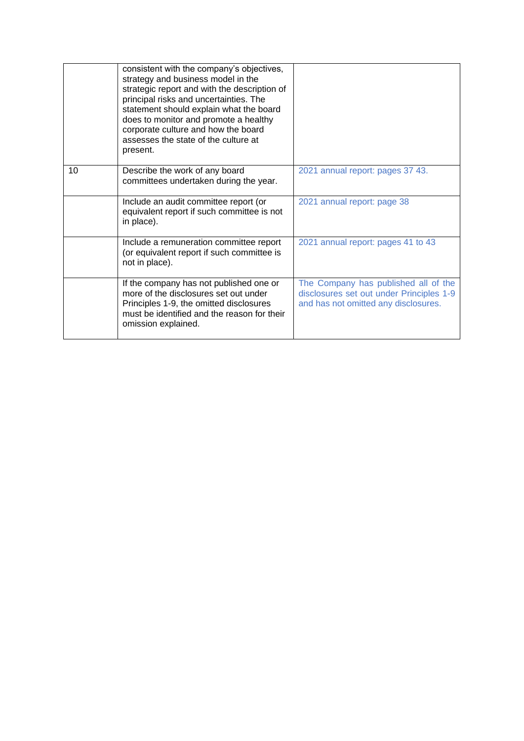| | | |
|---|---|---|
| | consistent with the company's objectives, strategy and business model in the strategic report and with the description of principal risks and uncertainties. The statement should explain what the board does to monitor and promote a healthy corporate culture and how the board assesses the state of the culture at present. | |
| 10 | Describe the work of any board committees undertaken during the year. | 2021 annual report: pages 37 43. |
| | Include an audit committee report (or equivalent report if such committee is not in place). | 2021 annual report: page 38 |
| | Include a remuneration committee report (or equivalent report if such committee is not in place). | 2021 annual report: pages 41 to 43 |
| | If the company has not published one or more of the disclosures set out under Principles 1-9, the omitted disclosures must be identified and the reason for their omission explained. | The Company has published all of the disclosures set out under Principles 1-9 and has not omitted any disclosures. |